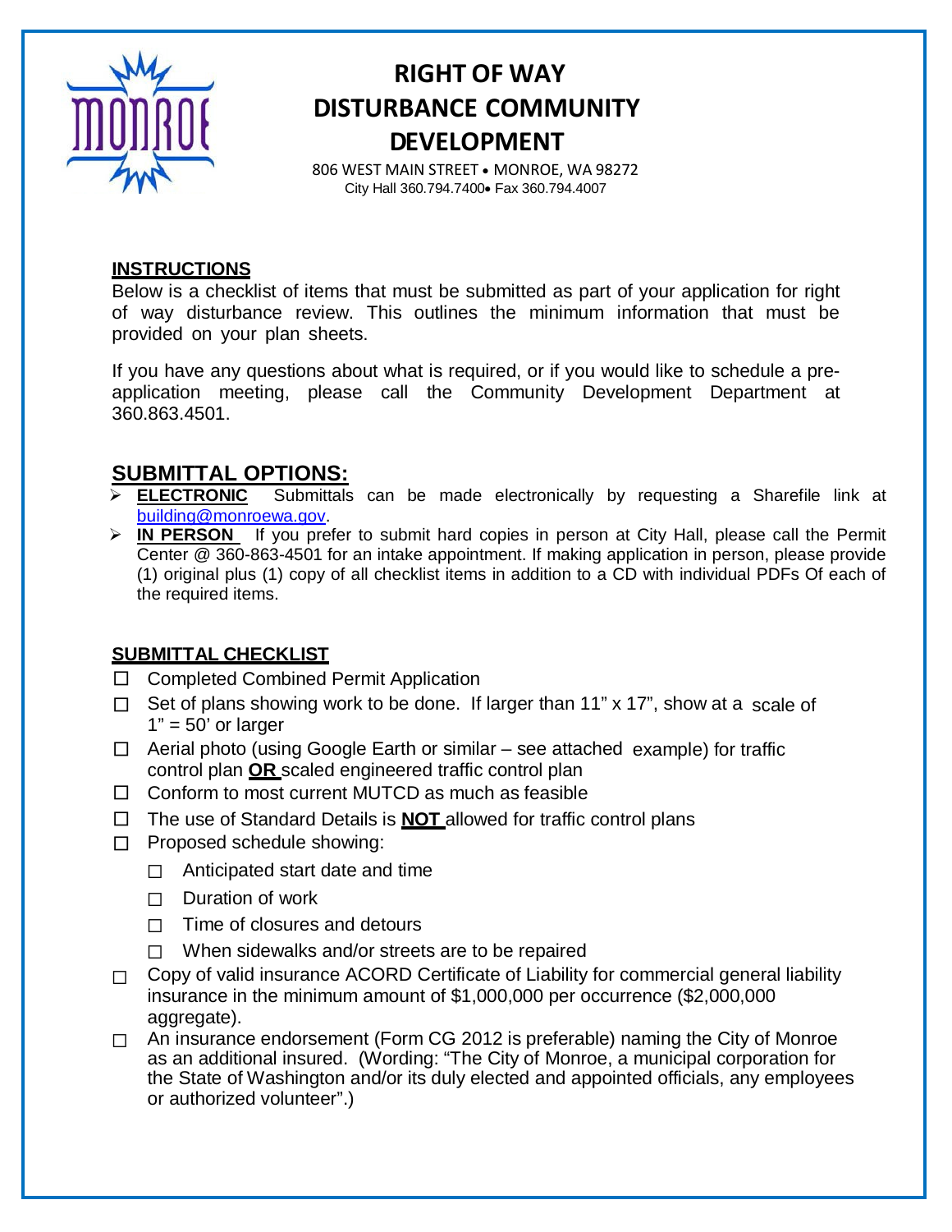# RIGHT OF WAY DISTURBANCE COMMUNITY DEVELOPMENT

806 WEST MAIN STREET • MONROE, WA 98272
City Hall 360.794.7400• Fax 360.794.4007

## INSTRUCTIONS

Below is a checklist of items that must be submitted as part of your application for right of way disturbance review. This outlines the minimum information that must be provided on your plan sheets.

If you have any questions about what is required, or if you would like to schedule a pre-application meeting, please call the Community Development Department at 360.863.4501.

## SUBMITTAL OPTIONS:

- **ELECTRONIC** Submittals can be made electronically by requesting a Sharefile link at building@monroewa.gov.
- **IN PERSON** If you prefer to submit hard copies in person at City Hall, please call the Permit Center @ 360-863-4501 for an intake appointment. If making application in person, please provide (1) original plus (1) copy of all checklist items in addition to a CD with individual PDFs Of each of the required items.

## SUBMITTAL CHECKLIST

- ☐ Completed Combined Permit Application
- ☐ Set of plans showing work to be done. If larger than 11" x 17", show at a scale of 1" = 50' or larger
- ☐ Aerial photo (using Google Earth or similar – see attached example) for traffic control plan **OR** scaled engineered traffic control plan
- ☐ Conform to most current MUTCD as much as feasible
- ☐ The use of Standard Details is **NOT** allowed for traffic control plans
- ☐ Proposed schedule showing:
  - ☐ Anticipated start date and time
  - ☐ Duration of work
  - ☐ Time of closures and detours
  - ☐ When sidewalks and/or streets are to be repaired
- ☐ Copy of valid insurance ACORD Certificate of Liability for commercial general liability insurance in the minimum amount of $1,000,000 per occurrence ($2,000,000 aggregate).
- ☐ An insurance endorsement (Form CG 2012 is preferable) naming the City of Monroe as an additional insured. (Wording: "The City of Monroe, a municipal corporation for the State of Washington and/or its duly elected and appointed officials, any employees or authorized volunteer".)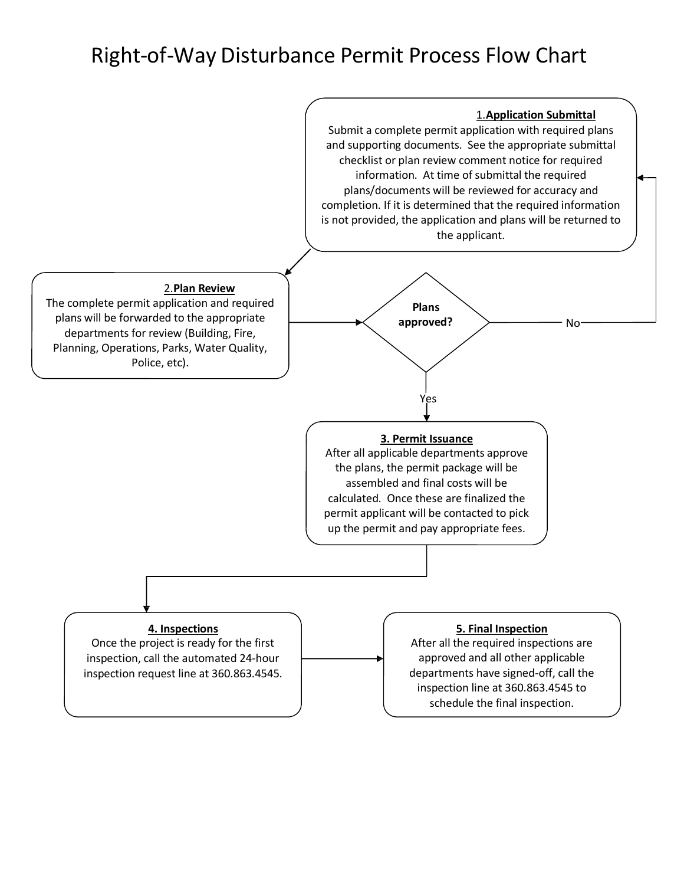# Right-of-Way Disturbance Permit Process Flow Chart

**1. Application Submittal**

Submit a complete permit application with required plans and supporting documents. See the appropriate submittal checklist or plan review comment notice for required information. At time of submittal the required plans/documents will be reviewed for accuracy and completion. If it is determined that the required information is not provided, the application and plans will be returned to the applicant.

**2. Plan Review**

The complete permit application and required plans will be forwarded to the appropriate departments for review (Building, Fire, Planning, Operations, Parks, Water Quality, Police, etc).

**Plans approved?**

- No → return to 1. Application Submittal
- Yes → 3. Permit Issuance

**3. Permit Issuance**

After all applicable departments approve the plans, the permit package will be assembled and final costs will be calculated. Once these are finalized the permit applicant will be contacted to pick up the permit and pay appropriate fees.

**4. Inspections**

Once the project is ready for the first inspection, call the automated 24-hour inspection request line at 360.863.4545.

**5. Final Inspection**

After all the required inspections are approved and all other applicable departments have signed-off, call the inspection line at 360.863.4545 to schedule the final inspection.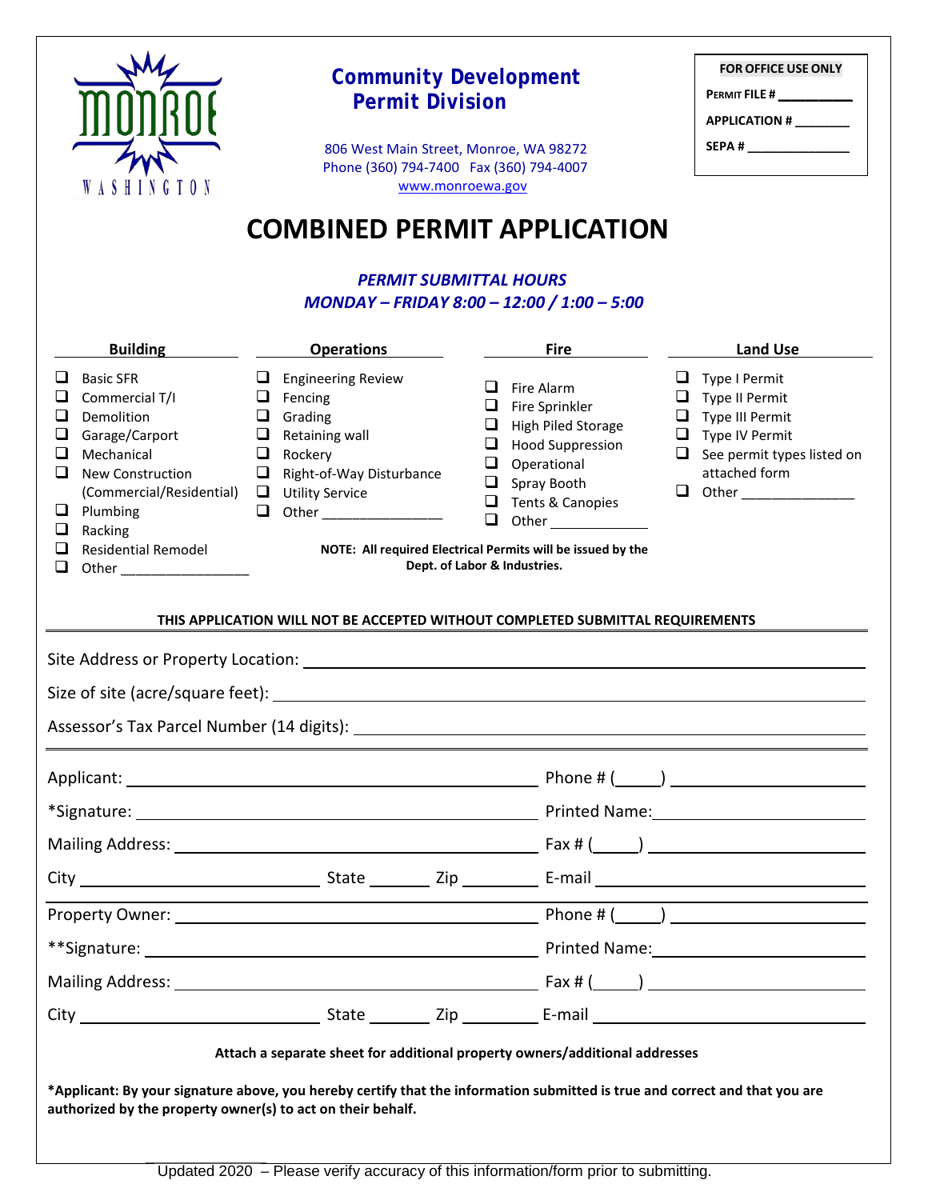MONROE WASHINGTON

**Community Development**
**Permit Division**

806 West Main Street, Monroe, WA 98272
Phone (360) 794-7400 Fax (360) 794-4007
www.monroewa.gov

| FOR OFFICE USE ONLY |
|---|
| PERMIT FILE # __________ |
| APPLICATION # ________ |
| SEPA # ______________ |

# COMBINED PERMIT APPLICATION

***PERMIT SUBMITTAL HOURS***
***MONDAY – FRIDAY 8:00 – 12:00 / 1:00 – 5:00***

**Building**

- ❑ Basic SFR
- ❑ Commercial T/I
- ❑ Demolition
- ❑ Garage/Carport
- ❑ Mechanical
- ❑ New Construction (Commercial/Residential)
- ❑ Plumbing
- ❑ Racking
- ❑ Residential Remodel
- ❑ Other ________________

**Operations**

- ❑ Engineering Review
- ❑ Fencing
- ❑ Grading
- ❑ Retaining wall
- ❑ Rockery
- ❑ Right-of-Way Disturbance
- ❑ Utility Service
- ❑ Other ________________

**Fire**

- ❑ Fire Alarm
- ❑ Fire Sprinkler
- ❑ High Piled Storage
- ❑ Hood Suppression
- ❑ Operational
- ❑ Spray Booth
- ❑ Tents & Canopies
- ❑ Other ____________

**Land Use**

- ❑ Type I Permit
- ❑ Type II Permit
- ❑ Type III Permit
- ❑ Type IV Permit
- ❑ See permit types listed on attached form
- ❑ Other _______________

**NOTE: All required Electrical Permits will be issued by the Dept. of Labor & Industries.**

**THIS APPLICATION WILL NOT BE ACCEPTED WITHOUT COMPLETED SUBMITTAL REQUIREMENTS**

Site Address or Property Location: ______________________________

Size of site (acre/square feet): ______________________________

Assessor's Tax Parcel Number (14 digits): ______________________________

Applicant: ______________________________ Phone # (____) ______________

*Signature: ______________________________ Printed Name: ______________

Mailing Address: ______________________________ Fax # (____) ______________

City ______________ State ______ Zip ________ E-mail ______________

Property Owner: ______________________________ Phone # (____) ______________

**Signature: ______________________________ Printed Name: ______________

Mailing Address: ______________________________ Fax # (____) ______________

City ______________ State ______ Zip ________ E-mail ______________

**Attach a separate sheet for additional property owners/additional addresses**

**\*Applicant: By your signature above, you hereby certify that the information submitted is true and correct and that you are authorized by the property owner(s) to act on their behalf.**

Updated 2020 – Please verify accuracy of this information/form prior to submitting.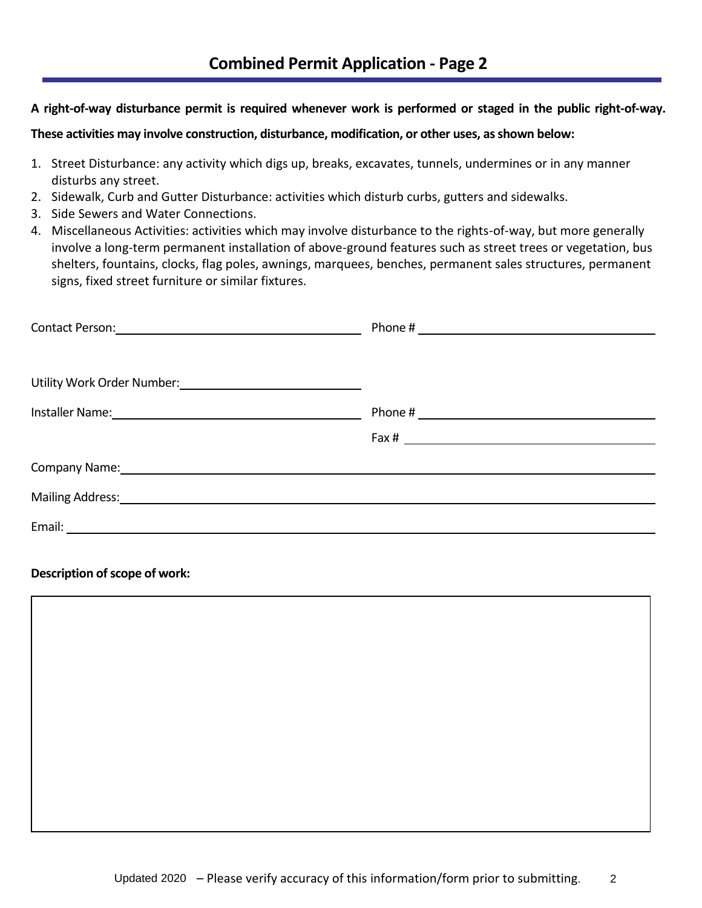## Combined Permit Application - Page 2

**A right-of-way disturbance permit is required whenever work is performed or staged in the public right-of-way.**

**These activities may involve construction, disturbance, modification, or other uses, as shown below:**

1. Street Disturbance: any activity which digs up, breaks, excavates, tunnels, undermines or in any manner disturbs any street.
2. Sidewalk, Curb and Gutter Disturbance: activities which disturb curbs, gutters and sidewalks.
3. Side Sewers and Water Connections.
4. Miscellaneous Activities: activities which may involve disturbance to the rights-of-way, but more generally involve a long-term permanent installation of above-ground features such as street trees or vegetation, bus shelters, fountains, clocks, flag poles, awnings, marquees, benches, permanent sales structures, permanent signs, fixed street furniture or similar fixtures.

Contact Person: ______________________ Phone # ______________________

Utility Work Order Number: ______________________

Installer Name: ______________________ Phone # ______________________

Fax # ______________________

Company Name: ______________________

Mailing Address: ______________________

Email: ______________________

**Description of scope of work:**

|  |
|---|
|  |

Updated 2020 – Please verify accuracy of this information/form prior to submitting.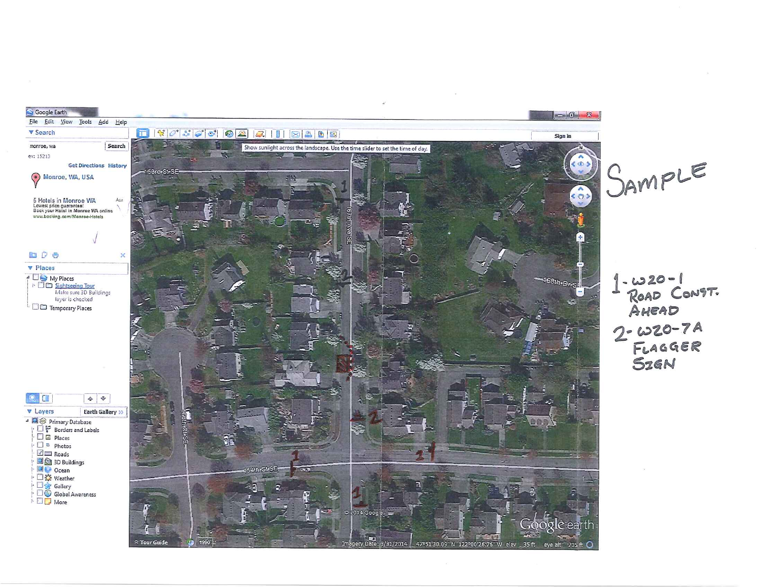SAMPLE

1 - W20-1 ROAD CONST. AHEAD

2 - W20-7A FLAGGER SIGN